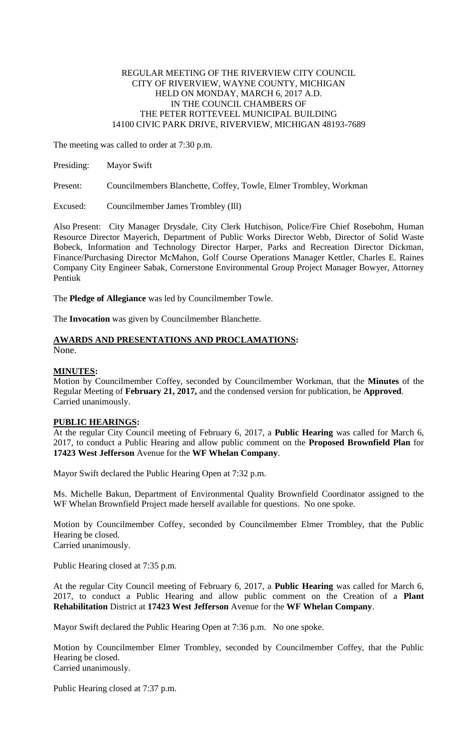REGULAR MEETING OF THE RIVERVIEW CITY COUNCIL
CITY OF RIVERVIEW, WAYNE COUNTY, MICHIGAN
HELD ON MONDAY, MARCH 6, 2017 A.D.
IN THE COUNCIL CHAMBERS OF
THE PETER ROTTEVEEL MUNICIPAL BUILDING
14100 CIVIC PARK DRIVE, RIVERVIEW, MICHIGAN 48193-7689

The meeting was called to order at 7:30 p.m.

Presiding: Mayor Swift

Present: Councilmembers Blanchette, Coffey, Towle, Elmer Trombley, Workman

Excused: Councilmember James Trombley (Ill)

Also Present: City Manager Drysdale, City Clerk Hutchison, Police/Fire Chief Rosebohm, Human Resource Director Mayerich, Department of Public Works Director Webb, Director of Solid Waste Bobeck, Information and Technology Director Harper, Parks and Recreation Director Dickman, Finance/Purchasing Director McMahon, Golf Course Operations Manager Kettler, Charles E. Raines Company City Engineer Sabak, Cornerstone Environmental Group Project Manager Bowyer, Attorney Pentiuk

The **Pledge of Allegiance** was led by Councilmember Towle.

The **Invocation** was given by Councilmember Blanchette.

**AWARDS AND PRESENTATIONS AND PROCLAMATIONS:**
None.

**MINUTES:**
Motion by Councilmember Coffey, seconded by Councilmember Workman, that the **Minutes** of the Regular Meeting of **February 21, 2017,** and the condensed version for publication, be **Approved**.
Carried unanimously.

**PUBLIC HEARINGS:**
At the regular City Council meeting of February 6, 2017, a **Public Hearing** was called for March 6, 2017, to conduct a Public Hearing and allow public comment on the **Proposed Brownfield Plan** for **17423 West Jefferson** Avenue for the **WF Whelan Company**.

Mayor Swift declared the Public Hearing Open at 7:32 p.m.

Ms. Michelle Bakun, Department of Environmental Quality Brownfield Coordinator assigned to the WF Whelan Brownfield Project made herself available for questions. No one spoke.

Motion by Councilmember Coffey, seconded by Councilmember Elmer Trombley, that the Public Hearing be closed.
Carried unanimously.

Public Hearing closed at 7:35 p.m.

At the regular City Council meeting of February 6, 2017, a **Public Hearing** was called for March 6, 2017, to conduct a Public Hearing and allow public comment on the Creation of a **Plant Rehabilitation** District at **17423 West Jefferson** Avenue for the **WF Whelan Company**.

Mayor Swift declared the Public Hearing Open at 7:36 p.m. No one spoke.

Motion by Councilmember Elmer Trombley, seconded by Councilmember Coffey, that the Public Hearing be closed.
Carried unanimously.

Public Hearing closed at 7:37 p.m.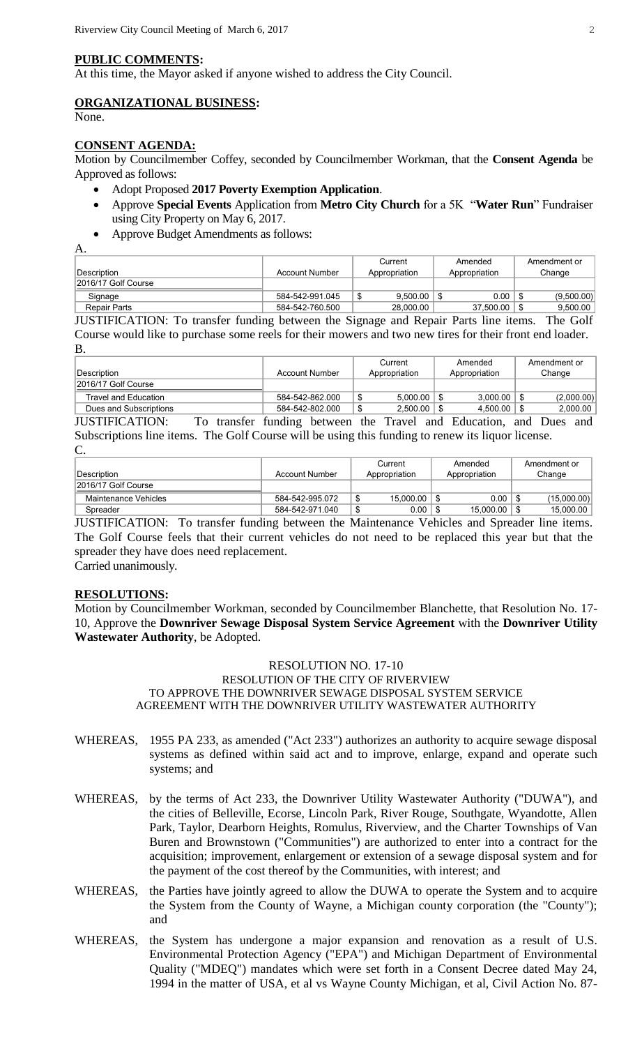## PUBLIC COMMENTS:

At this time, the Mayor asked if anyone wished to address the City Council.

## ORGANIZATIONAL BUSINESS:

None.

## CONSENT AGENDA:

Motion by Councilmember Coffey, seconded by Councilmember Workman, that the **Consent Agenda** be Approved as follows:

- Adopt Proposed **2017 Poverty Exemption Application**.
- Approve **Special Events** Application from **Metro City Church** for a 5K "**Water Run**" Fundraiser using City Property on May 6, 2017.
- Approve Budget Amendments as follows:

A.

| Description | Account Number | Current Appropriation | Amended Appropriation | Amendment or Change |
|---|---|---|---|---|
| 2016/17 Golf Course | | | | |
| Signage | 584-542-991.045 | $ 9,500.00 | $ 0.00 | $ (9,500.00) |
| Repair Parts | 584-542-760.500 | 28,000.00 | 37,500.00 | $ 9,500.00 |

JUSTIFICATION: To transfer funding between the Signage and Repair Parts line items. The Golf Course would like to purchase some reels for their mowers and two new tires for their front end loader.

B.

| Description | Account Number | Current Appropriation | Amended Appropriation | Amendment or Change |
|---|---|---|---|---|
| 2016/17 Golf Course | | | | |
| Travel and Education | 584-542-862.000 | $ 5,000.00 | $ 3,000.00 | $ (2,000.00) |
| Dues and Subscriptions | 584-542-802.000 | $ 2,500.00 | $ 4,500.00 | $ 2,000.00 |

JUSTIFICATION: To transfer funding between the Travel and Education, and Dues and Subscriptions line items. The Golf Course will be using this funding to renew its liquor license.

C.

| Description | Account Number | Current Appropriation | Amended Appropriation | Amendment or Change |
|---|---|---|---|---|
| 2016/17 Golf Course | | | | |
| Maintenance Vehicles | 584-542-995.072 | $ 15,000.00 | $ 0.00 | $ (15,000.00) |
| Spreader | 584-542-971.040 | $ 0.00 | $ 15,000.00 | $ 15,000.00 |

JUSTIFICATION: To transfer funding between the Maintenance Vehicles and Spreader line items. The Golf Course feels that their current vehicles do not need to be replaced this year but that the spreader they have does need replacement.

Carried unanimously.

## RESOLUTIONS:

Motion by Councilmember Workman, seconded by Councilmember Blanchette, that Resolution No. 17-10, Approve the **Downriver Sewage Disposal System Service Agreement** with the **Downriver Utility Wastewater Authority**, be Adopted.

RESOLUTION NO. 17-10
RESOLUTION OF THE CITY OF RIVERVIEW
TO APPROVE THE DOWNRIVER SEWAGE DISPOSAL SYSTEM SERVICE AGREEMENT WITH THE DOWNRIVER UTILITY WASTEWATER AUTHORITY

WHEREAS, 1955 PA 233, as amended ("Act 233") authorizes an authority to acquire sewage disposal systems as defined within said act and to improve, enlarge, expand and operate such systems; and

WHEREAS, by the terms of Act 233, the Downriver Utility Wastewater Authority ("DUWA"), and the cities of Belleville, Ecorse, Lincoln Park, River Rouge, Southgate, Wyandotte, Allen Park, Taylor, Dearborn Heights, Romulus, Riverview, and the Charter Townships of Van Buren and Brownstown ("Communities") are authorized to enter into a contract for the acquisition; improvement, enlargement or extension of a sewage disposal system and for the payment of the cost thereof by the Communities, with interest; and

WHEREAS, the Parties have jointly agreed to allow the DUWA to operate the System and to acquire the System from the County of Wayne, a Michigan county corporation (the "County"); and

WHEREAS, the System has undergone a major expansion and renovation as a result of U.S. Environmental Protection Agency ("EPA") and Michigan Department of Environmental Quality ("MDEQ") mandates which were set forth in a Consent Decree dated May 24, 1994 in the matter of USA, et al vs Wayne County Michigan, et al, Civil Action No. 87-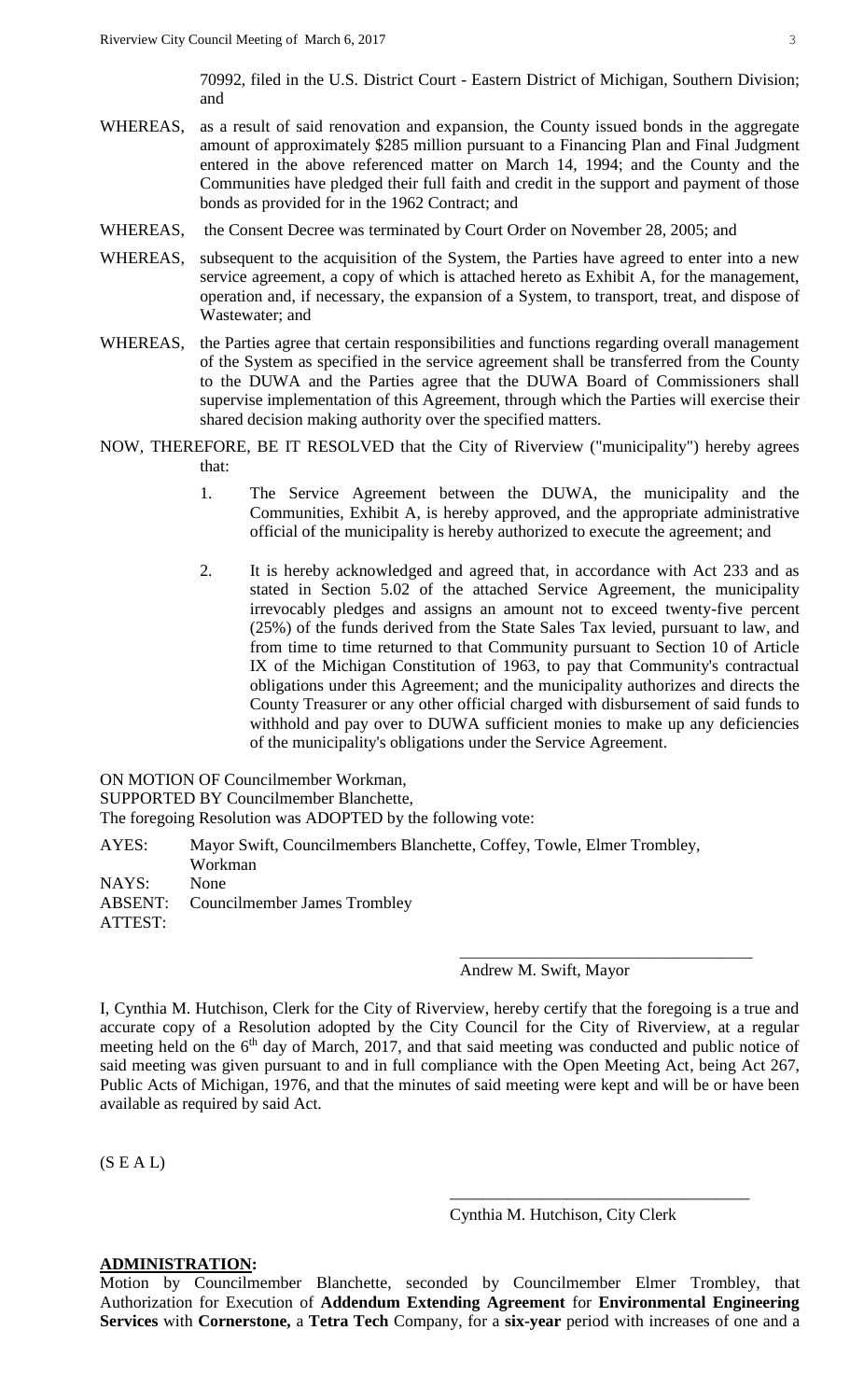70992, filed in the U.S. District Court - Eastern District of Michigan, Southern Division; and

WHEREAS, as a result of said renovation and expansion, the County issued bonds in the aggregate amount of approximately \$285 million pursuant to a Financing Plan and Final Judgment entered in the above referenced matter on March 14, 1994; and the County and the Communities have pledged their full faith and credit in the support and payment of those bonds as provided for in the 1962 Contract; and

WHEREAS, the Consent Decree was terminated by Court Order on November 28, 2005; and

WHEREAS, subsequent to the acquisition of the System, the Parties have agreed to enter into a new service agreement, a copy of which is attached hereto as Exhibit A, for the management, operation and, if necessary, the expansion of a System, to transport, treat, and dispose of Wastewater; and

WHEREAS, the Parties agree that certain responsibilities and functions regarding overall management of the System as specified in the service agreement shall be transferred from the County to the DUWA and the Parties agree that the DUWA Board of Commissioners shall supervise implementation of this Agreement, through which the Parties will exercise their shared decision making authority over the specified matters.

NOW, THEREFORE, BE IT RESOLVED that the City of Riverview ("municipality") hereby agrees that:

1. The Service Agreement between the DUWA, the municipality and the Communities, Exhibit A, is hereby approved, and the appropriate administrative official of the municipality is hereby authorized to execute the agreement; and

2. It is hereby acknowledged and agreed that, in accordance with Act 233 and as stated in Section 5.02 of the attached Service Agreement, the municipality irrevocably pledges and assigns an amount not to exceed twenty-five percent (25%) of the funds derived from the State Sales Tax levied, pursuant to law, and from time to time returned to that Community pursuant to Section 10 of Article IX of the Michigan Constitution of 1963, to pay that Community's contractual obligations under this Agreement; and the municipality authorizes and directs the County Treasurer or any other official charged with disbursement of said funds to withhold and pay over to DUWA sufficient monies to make up any deficiencies of the municipality's obligations under the Service Agreement.

ON MOTION OF Councilmember Workman,
SUPPORTED BY Councilmember Blanchette,
The foregoing Resolution was ADOPTED by the following vote:

AYES: Mayor Swift, Councilmembers Blanchette, Coffey, Towle, Elmer Trombley, Workman
NAYS: None
ABSENT: Councilmember James Trombley
ATTEST:

\_\_\_\_\_\_\_\_\_\_\_\_\_\_\_\_\_\_\_\_\_\_\_\_\_\_\_\_\_\_\_\_\_\_\_\_
Andrew M. Swift, Mayor

I, Cynthia M. Hutchison, Clerk for the City of Riverview, hereby certify that the foregoing is a true and accurate copy of a Resolution adopted by the City Council for the City of Riverview, at a regular meeting held on the 6th day of March, 2017, and that said meeting was conducted and public notice of said meeting was given pursuant to and in full compliance with the Open Meeting Act, being Act 267, Public Acts of Michigan, 1976, and that the minutes of said meeting were kept and will be or have been available as required by said Act.

(S E A L)

\_\_\_\_\_\_\_\_\_\_\_\_\_\_\_\_\_\_\_\_\_\_\_\_\_\_\_\_\_\_\_\_\_\_\_\_
Cynthia M. Hutchison, City Clerk

**ADMINISTRATION:**

Motion by Councilmember Blanchette, seconded by Councilmember Elmer Trombley, that Authorization for Execution of **Addendum Extending Agreement** for **Environmental Engineering Services** with **Cornerstone,** a **Tetra Tech** Company, for a **six-year** period with increases of one and a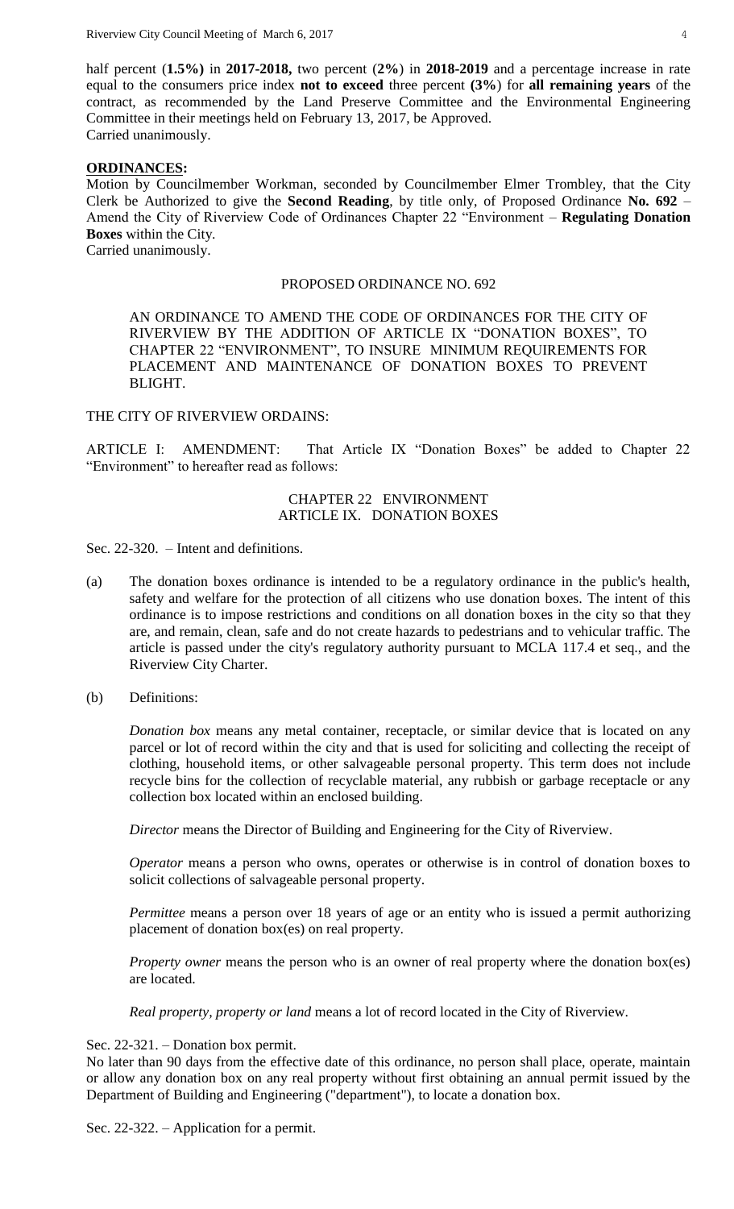half percent (**1.5%)** in **2017-2018,** two percent (**2%**) in **2018-2019** and a percentage increase in rate equal to the consumers price index **not to exceed** three percent **(3%**) for **all remaining years** of the contract, as recommended by the Land Preserve Committee and the Environmental Engineering Committee in their meetings held on February 13, 2017, be Approved.
Carried unanimously.

**ORDINANCES:**

Motion by Councilmember Workman, seconded by Councilmember Elmer Trombley, that the City Clerk be Authorized to give the **Second Reading**, by title only, of Proposed Ordinance **No. 692** – Amend the City of Riverview Code of Ordinances Chapter 22 "Environment – **Regulating Donation Boxes** within the City.
Carried unanimously.

PROPOSED ORDINANCE NO. 692

AN ORDINANCE TO AMEND THE CODE OF ORDINANCES FOR THE CITY OF RIVERVIEW BY THE ADDITION OF ARTICLE IX "DONATION BOXES", TO CHAPTER 22 "ENVIRONMENT", TO INSURE MINIMUM REQUIREMENTS FOR PLACEMENT AND MAINTENANCE OF DONATION BOXES TO PREVENT BLIGHT.

THE CITY OF RIVERVIEW ORDAINS:

ARTICLE I: AMENDMENT: That Article IX "Donation Boxes" be added to Chapter 22 "Environment" to hereafter read as follows:

CHAPTER 22 ENVIRONMENT
ARTICLE IX. DONATION BOXES

Sec. 22-320. – Intent and definitions.

(a) The donation boxes ordinance is intended to be a regulatory ordinance in the public's health, safety and welfare for the protection of all citizens who use donation boxes. The intent of this ordinance is to impose restrictions and conditions on all donation boxes in the city so that they are, and remain, clean, safe and do not create hazards to pedestrians and to vehicular traffic. The article is passed under the city's regulatory authority pursuant to MCLA 117.4 et seq., and the Riverview City Charter.

(b) Definitions:

*Donation box* means any metal container, receptacle, or similar device that is located on any parcel or lot of record within the city and that is used for soliciting and collecting the receipt of clothing, household items, or other salvageable personal property. This term does not include recycle bins for the collection of recyclable material, any rubbish or garbage receptacle or any collection box located within an enclosed building.

*Director* means the Director of Building and Engineering for the City of Riverview.

*Operator* means a person who owns, operates or otherwise is in control of donation boxes to solicit collections of salvageable personal property.

*Permittee* means a person over 18 years of age or an entity who is issued a permit authorizing placement of donation box(es) on real property.

*Property owner* means the person who is an owner of real property where the donation box(es) are located.

*Real property, property or land* means a lot of record located in the City of Riverview.

Sec. 22-321. – Donation box permit.

No later than 90 days from the effective date of this ordinance, no person shall place, operate, maintain or allow any donation box on any real property without first obtaining an annual permit issued by the Department of Building and Engineering ("department"), to locate a donation box.

Sec. 22-322. – Application for a permit.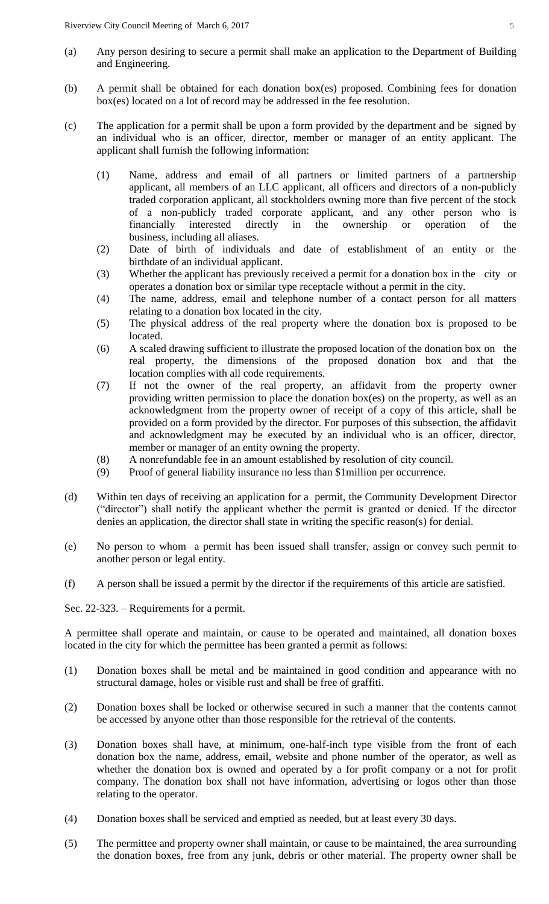(a) Any person desiring to secure a permit shall make an application to the Department of Building and Engineering.

(b) A permit shall be obtained for each donation box(es) proposed. Combining fees for donation box(es) located on a lot of record may be addressed in the fee resolution.

(c) The application for a permit shall be upon a form provided by the department and be signed by an individual who is an officer, director, member or manager of an entity applicant. The applicant shall furnish the following information:

   (1) Name, address and email of all partners or limited partners of a partnership applicant, all members of an LLC applicant, all officers and directors of a non-publicly traded corporation applicant, all stockholders owning more than five percent of the stock of a non-publicly traded corporate applicant, and any other person who is financially interested directly in the ownership or operation of the business, including all aliases.
   (2) Date of birth of individuals and date of establishment of an entity or the birthdate of an individual applicant.
   (3) Whether the applicant has previously received a permit for a donation box in the city or operates a donation box or similar type receptacle without a permit in the city.
   (4) The name, address, email and telephone number of a contact person for all matters relating to a donation box located in the city.
   (5) The physical address of the real property where the donation box is proposed to be located.
   (6) A scaled drawing sufficient to illustrate the proposed location of the donation box on the real property, the dimensions of the proposed donation box and that the location complies with all code requirements.
   (7) If not the owner of the real property, an affidavit from the property owner providing written permission to place the donation box(es) on the property, as well as an acknowledgment from the property owner of receipt of a copy of this article, shall be provided on a form provided by the director. For purposes of this subsection, the affidavit and acknowledgment may be executed by an individual who is an officer, director, member or manager of an entity owning the property.
   (8) A nonrefundable fee in an amount established by resolution of city council.
   (9) Proof of general liability insurance no less than $1million per occurrence.

(d) Within ten days of receiving an application for a permit, the Community Development Director ("director") shall notify the applicant whether the permit is granted or denied. If the director denies an application, the director shall state in writing the specific reason(s) for denial.

(e) No person to whom a permit has been issued shall transfer, assign or convey such permit to another person or legal entity.

(f) A person shall be issued a permit by the director if the requirements of this article are satisfied.

Sec. 22-323. – Requirements for a permit.

A permittee shall operate and maintain, or cause to be operated and maintained, all donation boxes located in the city for which the permittee has been granted a permit as follows:

(1) Donation boxes shall be metal and be maintained in good condition and appearance with no structural damage, holes or visible rust and shall be free of graffiti.

(2) Donation boxes shall be locked or otherwise secured in such a manner that the contents cannot be accessed by anyone other than those responsible for the retrieval of the contents.

(3) Donation boxes shall have, at minimum, one-half-inch type visible from the front of each donation box the name, address, email, website and phone number of the operator, as well as whether the donation box is owned and operated by a for profit company or a not for profit company. The donation box shall not have information, advertising or logos other than those relating to the operator.

(4) Donation boxes shall be serviced and emptied as needed, but at least every 30 days.

(5) The permittee and property owner shall maintain, or cause to be maintained, the area surrounding the donation boxes, free from any junk, debris or other material. The property owner shall be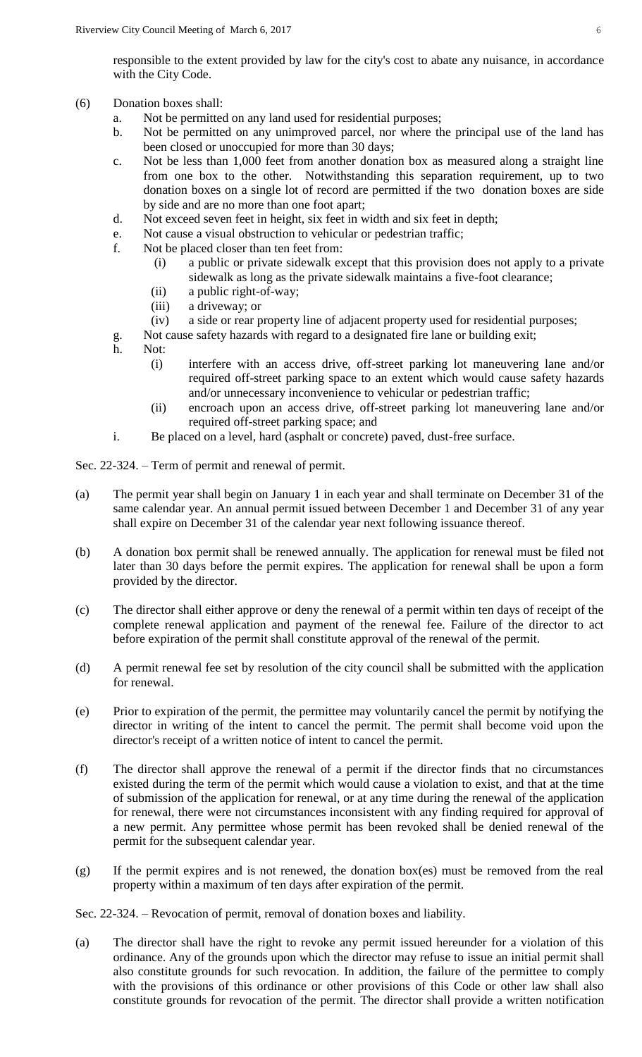responsible to the extent provided by law for the city's cost to abate any nuisance, in accordance with the City Code.

(6) Donation boxes shall:

a. Not be permitted on any land used for residential purposes;

b. Not be permitted on any unimproved parcel, nor where the principal use of the land has been closed or unoccupied for more than 30 days;

c. Not be less than 1,000 feet from another donation box as measured along a straight line from one box to the other. Notwithstanding this separation requirement, up to two donation boxes on a single lot of record are permitted if the two donation boxes are side by side and are no more than one foot apart;

d. Not exceed seven feet in height, six feet in width and six feet in depth;

e. Not cause a visual obstruction to vehicular or pedestrian traffic;

f. Not be placed closer than ten feet from:

   (i) a public or private sidewalk except that this provision does not apply to a private sidewalk as long as the private sidewalk maintains a five-foot clearance;

   (ii) a public right-of-way;

   (iii) a driveway; or

   (iv) a side or rear property line of adjacent property used for residential purposes;

g. Not cause safety hazards with regard to a designated fire lane or building exit;

h. Not:

   (i) interfere with an access drive, off-street parking lot maneuvering lane and/or required off-street parking space to an extent which would cause safety hazards and/or unnecessary inconvenience to vehicular or pedestrian traffic;

   (ii) encroach upon an access drive, off-street parking lot maneuvering lane and/or required off-street parking space; and

i. Be placed on a level, hard (asphalt or concrete) paved, dust-free surface.

Sec. 22-324. – Term of permit and renewal of permit.

(a) The permit year shall begin on January 1 in each year and shall terminate on December 31 of the same calendar year. An annual permit issued between December 1 and December 31 of any year shall expire on December 31 of the calendar year next following issuance thereof.

(b) A donation box permit shall be renewed annually. The application for renewal must be filed not later than 30 days before the permit expires. The application for renewal shall be upon a form provided by the director.

(c) The director shall either approve or deny the renewal of a permit within ten days of receipt of the complete renewal application and payment of the renewal fee. Failure of the director to act before expiration of the permit shall constitute approval of the renewal of the permit.

(d) A permit renewal fee set by resolution of the city council shall be submitted with the application for renewal.

(e) Prior to expiration of the permit, the permittee may voluntarily cancel the permit by notifying the director in writing of the intent to cancel the permit. The permit shall become void upon the director's receipt of a written notice of intent to cancel the permit.

(f) The director shall approve the renewal of a permit if the director finds that no circumstances existed during the term of the permit which would cause a violation to exist, and that at the time of submission of the application for renewal, or at any time during the renewal of the application for renewal, there were not circumstances inconsistent with any finding required for approval of a new permit. Any permittee whose permit has been revoked shall be denied renewal of the permit for the subsequent calendar year.

(g) If the permit expires and is not renewed, the donation box(es) must be removed from the real property within a maximum of ten days after expiration of the permit.

Sec. 22-324. – Revocation of permit, removal of donation boxes and liability.

(a) The director shall have the right to revoke any permit issued hereunder for a violation of this ordinance. Any of the grounds upon which the director may refuse to issue an initial permit shall also constitute grounds for such revocation. In addition, the failure of the permittee to comply with the provisions of this ordinance or other provisions of this Code or other law shall also constitute grounds for revocation of the permit. The director shall provide a written notification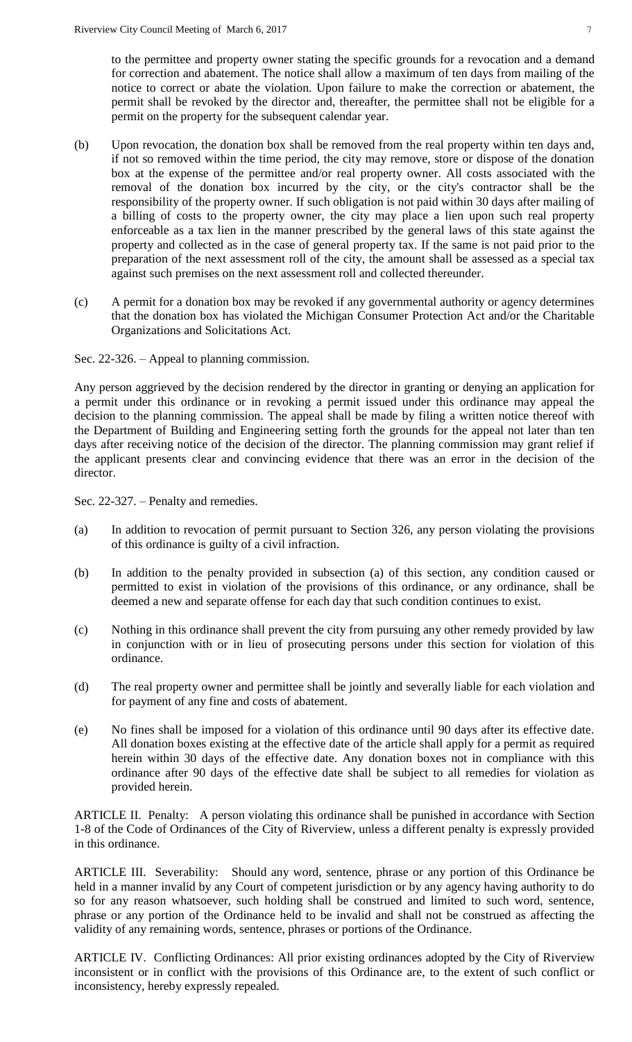to the permittee and property owner stating the specific grounds for a revocation and a demand for correction and abatement. The notice shall allow a maximum of ten days from mailing of the notice to correct or abate the violation. Upon failure to make the correction or abatement, the permit shall be revoked by the director and, thereafter, the permittee shall not be eligible for a permit on the property for the subsequent calendar year.

(b) Upon revocation, the donation box shall be removed from the real property within ten days and, if not so removed within the time period, the city may remove, store or dispose of the donation box at the expense of the permittee and/or real property owner. All costs associated with the removal of the donation box incurred by the city, or the city's contractor shall be the responsibility of the property owner. If such obligation is not paid within 30 days after mailing of a billing of costs to the property owner, the city may place a lien upon such real property enforceable as a tax lien in the manner prescribed by the general laws of this state against the property and collected as in the case of general property tax. If the same is not paid prior to the preparation of the next assessment roll of the city, the amount shall be assessed as a special tax against such premises on the next assessment roll and collected thereunder.

(c) A permit for a donation box may be revoked if any governmental authority or agency determines that the donation box has violated the Michigan Consumer Protection Act and/or the Charitable Organizations and Solicitations Act.

Sec. 22-326. – Appeal to planning commission.

Any person aggrieved by the decision rendered by the director in granting or denying an application for a permit under this ordinance or in revoking a permit issued under this ordinance may appeal the decision to the planning commission. The appeal shall be made by filing a written notice thereof with the Department of Building and Engineering setting forth the grounds for the appeal not later than ten days after receiving notice of the decision of the director. The planning commission may grant relief if the applicant presents clear and convincing evidence that there was an error in the decision of the director.

Sec. 22-327. – Penalty and remedies.

(a) In addition to revocation of permit pursuant to Section 326, any person violating the provisions of this ordinance is guilty of a civil infraction.

(b) In addition to the penalty provided in subsection (a) of this section, any condition caused or permitted to exist in violation of the provisions of this ordinance, or any ordinance, shall be deemed a new and separate offense for each day that such condition continues to exist.

(c) Nothing in this ordinance shall prevent the city from pursuing any other remedy provided by law in conjunction with or in lieu of prosecuting persons under this section for violation of this ordinance.

(d) The real property owner and permittee shall be jointly and severally liable for each violation and for payment of any fine and costs of abatement.

(e) No fines shall be imposed for a violation of this ordinance until 90 days after its effective date. All donation boxes existing at the effective date of the article shall apply for a permit as required herein within 30 days of the effective date. Any donation boxes not in compliance with this ordinance after 90 days of the effective date shall be subject to all remedies for violation as provided herein.

ARTICLE II. Penalty: A person violating this ordinance shall be punished in accordance with Section 1-8 of the Code of Ordinances of the City of Riverview, unless a different penalty is expressly provided in this ordinance.

ARTICLE III. Severability: Should any word, sentence, phrase or any portion of this Ordinance be held in a manner invalid by any Court of competent jurisdiction or by any agency having authority to do so for any reason whatsoever, such holding shall be construed and limited to such word, sentence, phrase or any portion of the Ordinance held to be invalid and shall not be construed as affecting the validity of any remaining words, sentence, phrases or portions of the Ordinance.

ARTICLE IV. Conflicting Ordinances: All prior existing ordinances adopted by the City of Riverview inconsistent or in conflict with the provisions of this Ordinance are, to the extent of such conflict or inconsistency, hereby expressly repealed.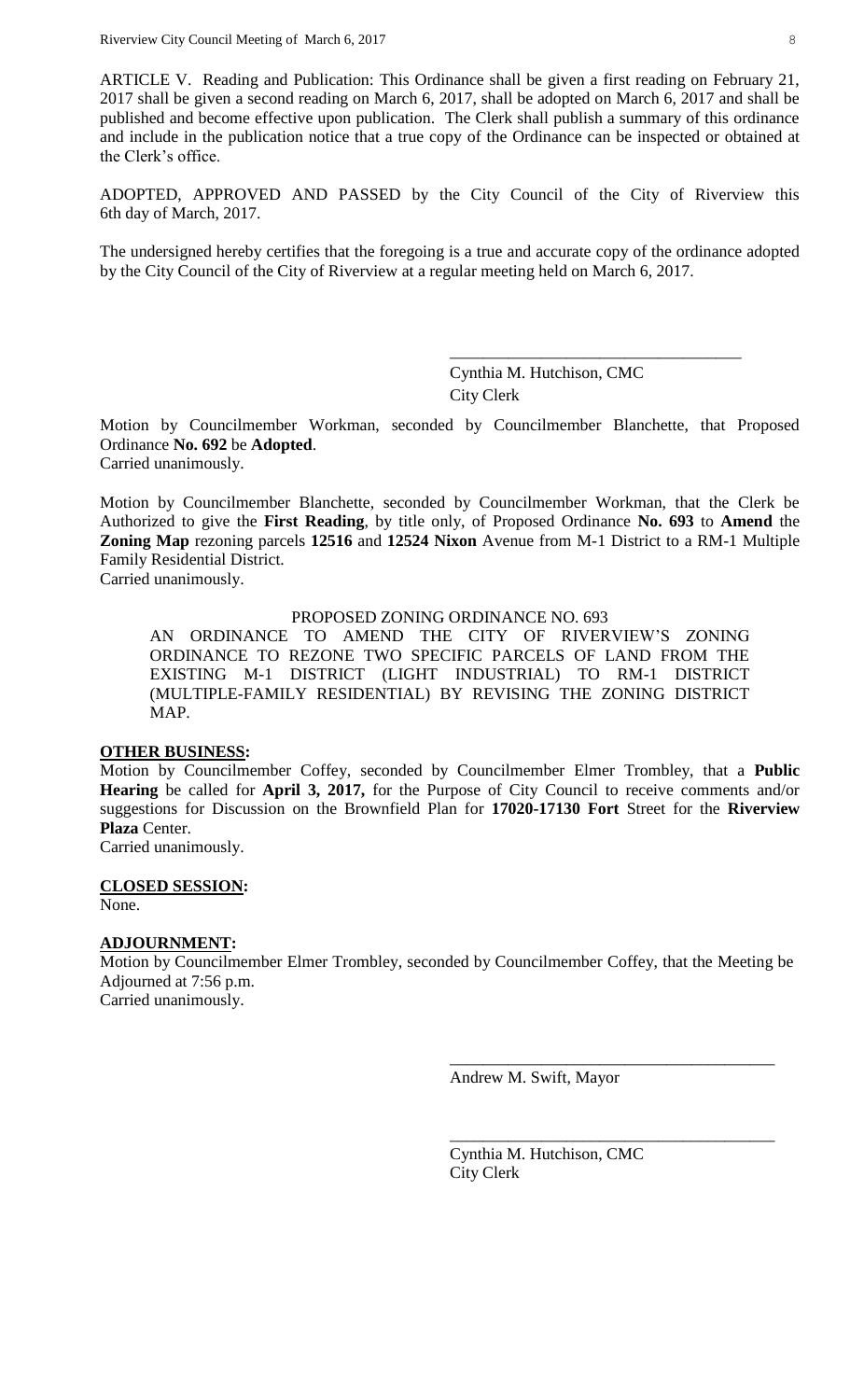ARTICLE V. Reading and Publication: This Ordinance shall be given a first reading on February 21, 2017 shall be given a second reading on March 6, 2017, shall be adopted on March 6, 2017 and shall be published and become effective upon publication. The Clerk shall publish a summary of this ordinance and include in the publication notice that a true copy of the Ordinance can be inspected or obtained at the Clerk's office.

ADOPTED, APPROVED AND PASSED by the City Council of the City of Riverview this 6th day of March, 2017.

The undersigned hereby certifies that the foregoing is a true and accurate copy of the ordinance adopted by the City Council of the City of Riverview at a regular meeting held on March 6, 2017.

\_\_\_\_\_\_\_\_\_\_\_\_\_\_\_\_\_\_\_\_\_\_\_\_\_\_\_\_\_\_\_\_\_\_\_\_

Cynthia M. Hutchison, CMC
City Clerk

Motion by Councilmember Workman, seconded by Councilmember Blanchette, that Proposed Ordinance **No. 692** be **Adopted**.
Carried unanimously.

Motion by Councilmember Blanchette, seconded by Councilmember Workman, that the Clerk be Authorized to give the **First Reading**, by title only, of Proposed Ordinance **No. 693** to **Amend** the **Zoning Map** rezoning parcels **12516** and **12524 Nixon** Avenue from M-1 District to a RM-1 Multiple Family Residential District.
Carried unanimously.

PROPOSED ZONING ORDINANCE NO. 693

AN ORDINANCE TO AMEND THE CITY OF RIVERVIEW'S ZONING ORDINANCE TO REZONE TWO SPECIFIC PARCELS OF LAND FROM THE EXISTING M-1 DISTRICT (LIGHT INDUSTRIAL) TO RM-1 DISTRICT (MULTIPLE-FAMILY RESIDENTIAL) BY REVISING THE ZONING DISTRICT MAP.

**OTHER BUSINESS:**

Motion by Councilmember Coffey, seconded by Councilmember Elmer Trombley, that a **Public Hearing** be called for **April 3, 2017,** for the Purpose of City Council to receive comments and/or suggestions for Discussion on the Brownfield Plan for **17020-17130 Fort** Street for the **Riverview Plaza** Center.
Carried unanimously.

**CLOSED SESSION:**

None.

**ADJOURNMENT:**

Motion by Councilmember Elmer Trombley, seconded by Councilmember Coffey, that the Meeting be Adjourned at 7:56 p.m.
Carried unanimously.

\_\_\_\_\_\_\_\_\_\_\_\_\_\_\_\_\_\_\_\_\_\_\_\_\_\_\_\_\_\_\_\_\_\_\_\_\_\_\_\_

Andrew M. Swift, Mayor

\_\_\_\_\_\_\_\_\_\_\_\_\_\_\_\_\_\_\_\_\_\_\_\_\_\_\_\_\_\_\_\_\_\_\_\_\_\_\_\_

Cynthia M. Hutchison, CMC
City Clerk